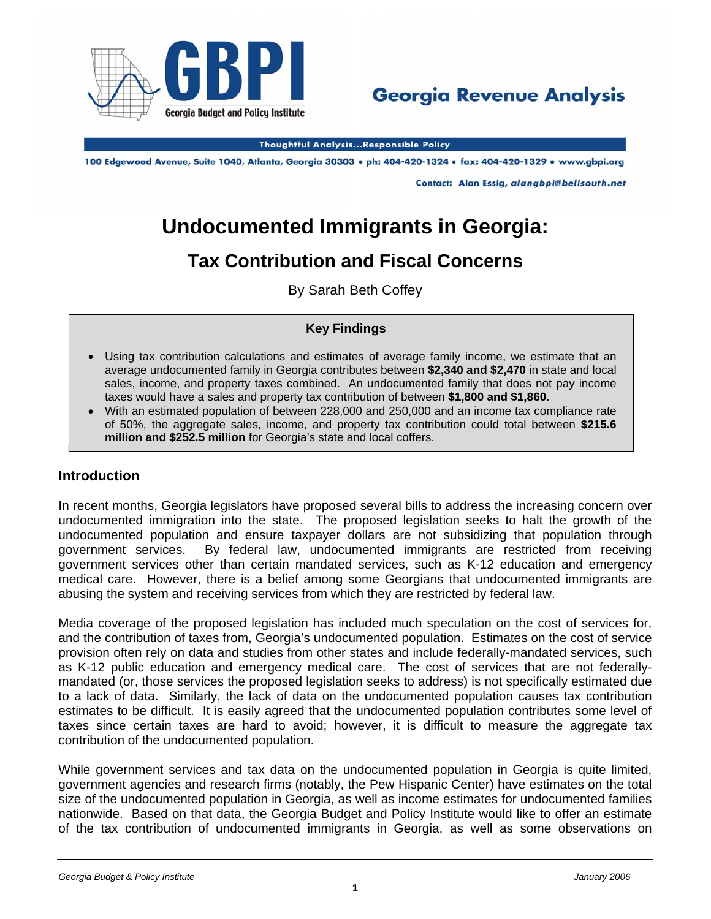Georgia Budget and Policy Institute

# Georgia Revenue Analysis

Thoughtful Analysis...Responsible Policy

100 Edgewood Avenue, Suite 1040, Atlanta, Georgia 30303 • ph: 404-420-1324 • fax: 404-420-1329 • www.gbpi.org

Contact: Alan Essig, *alangbpi@bellsouth.net*

# Undocumented Immigrants in Georgia:

## Tax Contribution and Fiscal Concerns

By Sarah Beth Coffey

### Key Findings

- Using tax contribution calculations and estimates of average family income, we estimate that an average undocumented family in Georgia contributes between **$2,340 and $2,470** in state and local sales, income, and property taxes combined. An undocumented family that does not pay income taxes would have a sales and property tax contribution of between **$1,800 and $1,860**.
- With an estimated population of between 228,000 and 250,000 and an income tax compliance rate of 50%, the aggregate sales, income, and property tax contribution could total between **$215.6 million and $252.5 million** for Georgia's state and local coffers.

## Introduction

In recent months, Georgia legislators have proposed several bills to address the increasing concern over undocumented immigration into the state. The proposed legislation seeks to halt the growth of the undocumented population and ensure taxpayer dollars are not subsidizing that population through government services. By federal law, undocumented immigrants are restricted from receiving government services other than certain mandated services, such as K-12 education and emergency medical care. However, there is a belief among some Georgians that undocumented immigrants are abusing the system and receiving services from which they are restricted by federal law.

Media coverage of the proposed legislation has included much speculation on the cost of services for, and the contribution of taxes from, Georgia's undocumented population. Estimates on the cost of service provision often rely on data and studies from other states and include federally-mandated services, such as K-12 public education and emergency medical care. The cost of services that are not federally-mandated (or, those services the proposed legislation seeks to address) is not specifically estimated due to a lack of data. Similarly, the lack of data on the undocumented population causes tax contribution estimates to be difficult. It is easily agreed that the undocumented population contributes some level of taxes since certain taxes are hard to avoid; however, it is difficult to measure the aggregate tax contribution of the undocumented population.

While government services and tax data on the undocumented population in Georgia is quite limited, government agencies and research firms (notably, the Pew Hispanic Center) have estimates on the total size of the undocumented population in Georgia, as well as income estimates for undocumented families nationwide. Based on that data, the Georgia Budget and Policy Institute would like to offer an estimate of the tax contribution of undocumented immigrants in Georgia, as well as some observations on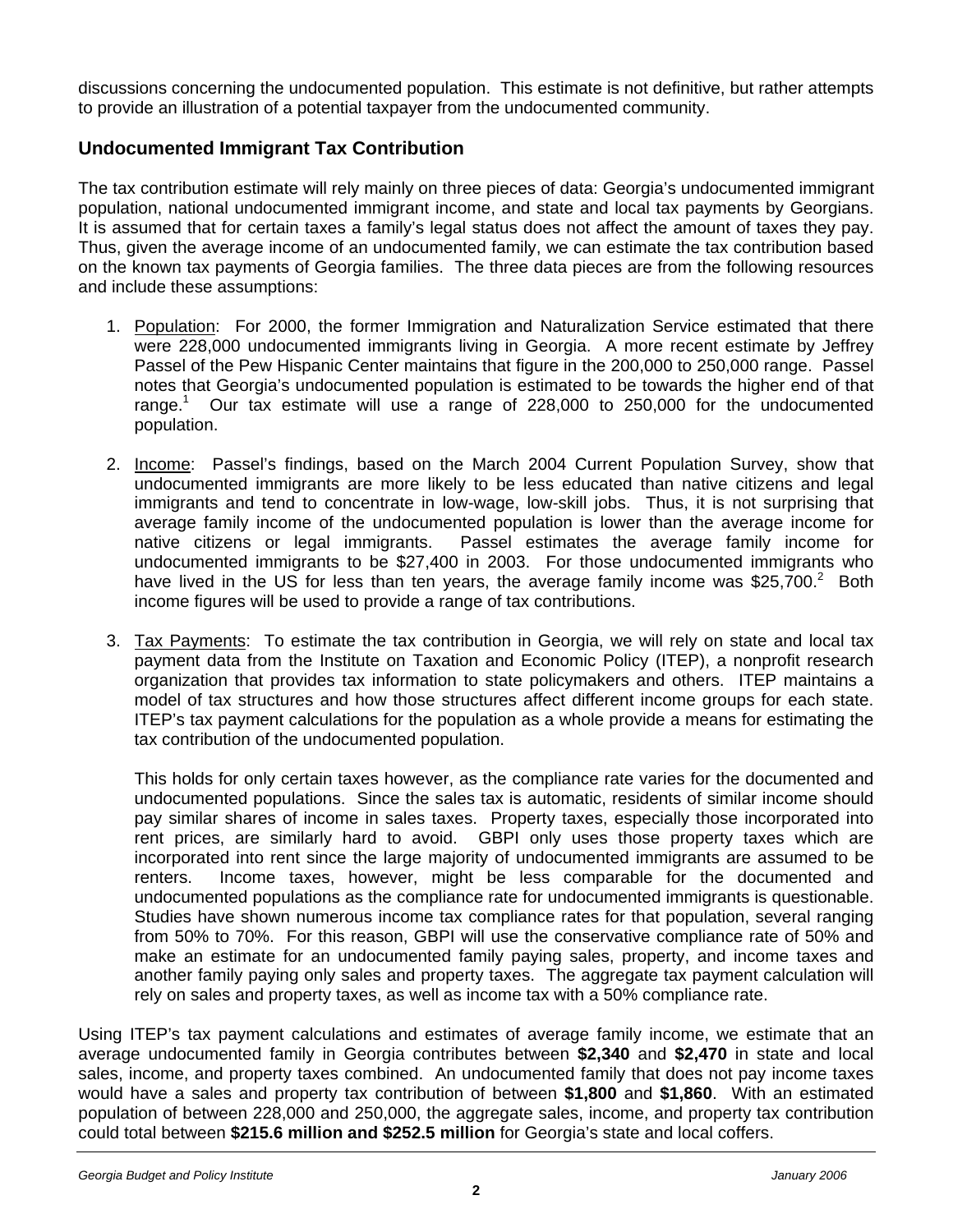discussions concerning the undocumented population. This estimate is not definitive, but rather attempts to provide an illustration of a potential taxpayer from the undocumented community.

## Undocumented Immigrant Tax Contribution

The tax contribution estimate will rely mainly on three pieces of data: Georgia's undocumented immigrant population, national undocumented immigrant income, and state and local tax payments by Georgians. It is assumed that for certain taxes a family's legal status does not affect the amount of taxes they pay. Thus, given the average income of an undocumented family, we can estimate the tax contribution based on the known tax payments of Georgia families. The three data pieces are from the following resources and include these assumptions:

1. Population: For 2000, the former Immigration and Naturalization Service estimated that there were 228,000 undocumented immigrants living in Georgia. A more recent estimate by Jeffrey Passel of the Pew Hispanic Center maintains that figure in the 200,000 to 250,000 range. Passel notes that Georgia's undocumented population is estimated to be towards the higher end of that range.[1] Our tax estimate will use a range of 228,000 to 250,000 for the undocumented population.

2. Income: Passel's findings, based on the March 2004 Current Population Survey, show that undocumented immigrants are more likely to be less educated than native citizens and legal immigrants and tend to concentrate in low-wage, low-skill jobs. Thus, it is not surprising that average family income of the undocumented population is lower than the average income for native citizens or legal immigrants. Passel estimates the average family income for undocumented immigrants to be $27,400 in 2003. For those undocumented immigrants who have lived in the US for less than ten years, the average family income was $25,700.[2] Both income figures will be used to provide a range of tax contributions.

3. Tax Payments: To estimate the tax contribution in Georgia, we will rely on state and local tax payment data from the Institute on Taxation and Economic Policy (ITEP), a nonprofit research organization that provides tax information to state policymakers and others. ITEP maintains a model of tax structures and how those structures affect different income groups for each state. ITEP's tax payment calculations for the population as a whole provide a means for estimating the tax contribution of the undocumented population.

   This holds for only certain taxes however, as the compliance rate varies for the documented and undocumented populations. Since the sales tax is automatic, residents of similar income should pay similar shares of income in sales taxes. Property taxes, especially those incorporated into rent prices, are similarly hard to avoid. GBPI only uses those property taxes which are incorporated into rent since the large majority of undocumented immigrants are assumed to be renters. Income taxes, however, might be less comparable for the documented and undocumented populations as the compliance rate for undocumented immigrants is questionable. Studies have shown numerous income tax compliance rates for that population, several ranging from 50% to 70%. For this reason, GBPI will use the conservative compliance rate of 50% and make an estimate for an undocumented family paying sales, property, and income taxes and another family paying only sales and property taxes. The aggregate tax payment calculation will rely on sales and property taxes, as well as income tax with a 50% compliance rate.

Using ITEP's tax payment calculations and estimates of average family income, we estimate that an average undocumented family in Georgia contributes between **$2,340** and **$2,470** in state and local sales, income, and property taxes combined. An undocumented family that does not pay income taxes would have a sales and property tax contribution of between **$1,800** and **$1,860**. With an estimated population of between 228,000 and 250,000, the aggregate sales, income, and property tax contribution could total between **$215.6 million and $252.5 million** for Georgia's state and local coffers.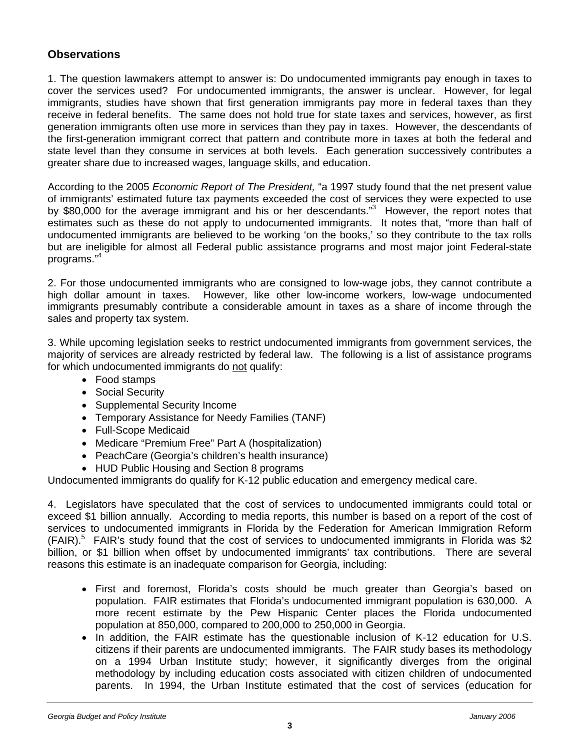## Observations

1. The question lawmakers attempt to answer is: Do undocumented immigrants pay enough in taxes to cover the services used? For undocumented immigrants, the answer is unclear. However, for legal immigrants, studies have shown that first generation immigrants pay more in federal taxes than they receive in federal benefits. The same does not hold true for state taxes and services, however, as first generation immigrants often use more in services than they pay in taxes. However, the descendants of the first-generation immigrant correct that pattern and contribute more in taxes at both the federal and state level than they consume in services at both levels. Each generation successively contributes a greater share due to increased wages, language skills, and education.

According to the 2005 *Economic Report of The President,* "a 1997 study found that the net present value of immigrants' estimated future tax payments exceeded the cost of services they were expected to use by $80,000 for the average immigrant and his or her descendants."[3] However, the report notes that estimates such as these do not apply to undocumented immigrants. It notes that, "more than half of undocumented immigrants are believed to be working 'on the books,' so they contribute to the tax rolls but are ineligible for almost all Federal public assistance programs and most major joint Federal-state programs."[4]

2. For those undocumented immigrants who are consigned to low-wage jobs, they cannot contribute a high dollar amount in taxes. However, like other low-income workers, low-wage undocumented immigrants presumably contribute a considerable amount in taxes as a share of income through the sales and property tax system.

3. While upcoming legislation seeks to restrict undocumented immigrants from government services, the majority of services are already restricted by federal law. The following is a list of assistance programs for which undocumented immigrants do <u>not</u> qualify:

- Food stamps
- Social Security
- Supplemental Security Income
- Temporary Assistance for Needy Families (TANF)
- Full-Scope Medicaid
- Medicare "Premium Free" Part A (hospitalization)
- PeachCare (Georgia's children's health insurance)
- HUD Public Housing and Section 8 programs

Undocumented immigrants do qualify for K-12 public education and emergency medical care.

4. Legislators have speculated that the cost of services to undocumented immigrants could total or exceed $1 billion annually. According to media reports, this number is based on a report of the cost of services to undocumented immigrants in Florida by the Federation for American Immigration Reform (FAIR).[5] FAIR's study found that the cost of services to undocumented immigrants in Florida was $2 billion, or $1 billion when offset by undocumented immigrants' tax contributions. There are several reasons this estimate is an inadequate comparison for Georgia, including:

- First and foremost, Florida's costs should be much greater than Georgia's based on population. FAIR estimates that Florida's undocumented immigrant population is 630,000. A more recent estimate by the Pew Hispanic Center places the Florida undocumented population at 850,000, compared to 200,000 to 250,000 in Georgia.
- In addition, the FAIR estimate has the questionable inclusion of K-12 education for U.S. citizens if their parents are undocumented immigrants. The FAIR study bases its methodology on a 1994 Urban Institute study; however, it significantly diverges from the original methodology by including education costs associated with citizen children of undocumented parents. In 1994, the Urban Institute estimated that the cost of services (education for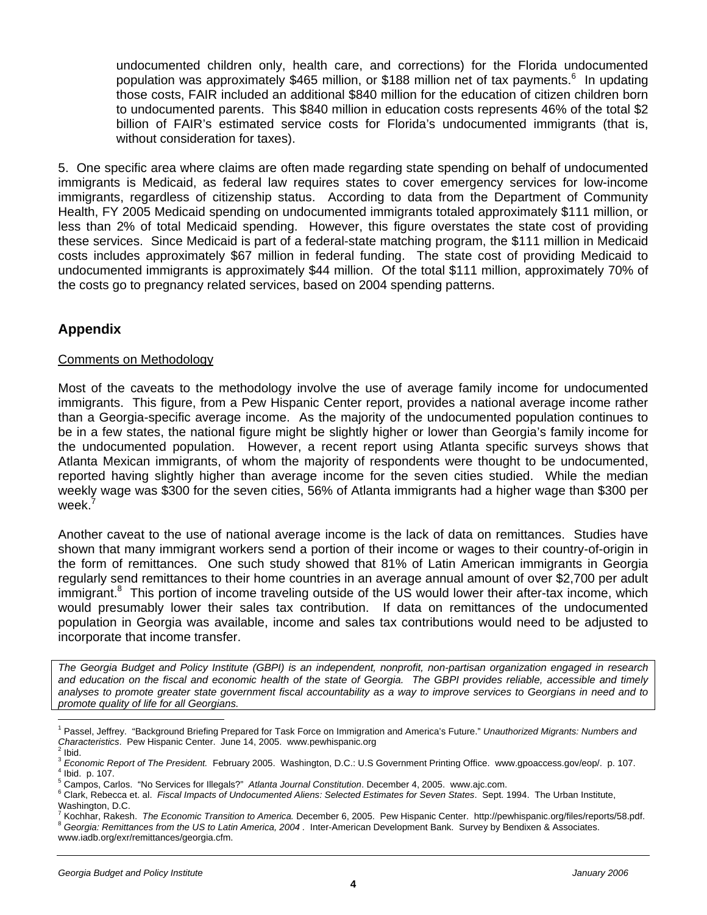undocumented children only, health care, and corrections) for the Florida undocumented population was approximately $465 million, or $188 million net of tax payments.[6] In updating those costs, FAIR included an additional $840 million for the education of citizen children born to undocumented parents. This $840 million in education costs represents 46% of the total $2 billion of FAIR's estimated service costs for Florida's undocumented immigrants (that is, without consideration for taxes).

5. One specific area where claims are often made regarding state spending on behalf of undocumented immigrants is Medicaid, as federal law requires states to cover emergency services for low-income immigrants, regardless of citizenship status. According to data from the Department of Community Health, FY 2005 Medicaid spending on undocumented immigrants totaled approximately $111 million, or less than 2% of total Medicaid spending. However, this figure overstates the state cost of providing these services. Since Medicaid is part of a federal-state matching program, the $111 million in Medicaid costs includes approximately $67 million in federal funding. The state cost of providing Medicaid to undocumented immigrants is approximately $44 million. Of the total $111 million, approximately 70% of the costs go to pregnancy related services, based on 2004 spending patterns.

## Appendix

<u>Comments on Methodology</u>

Most of the caveats to the methodology involve the use of average family income for undocumented immigrants. This figure, from a Pew Hispanic Center report, provides a national average income rather than a Georgia-specific average income. As the majority of the undocumented population continues to be in a few states, the national figure might be slightly higher or lower than Georgia's family income for the undocumented population. However, a recent report using Atlanta specific surveys shows that Atlanta Mexican immigrants, of whom the majority of respondents were thought to be undocumented, reported having slightly higher than average income for the seven cities studied. While the median weekly wage was $300 for the seven cities, 56% of Atlanta immigrants had a higher wage than $300 per week.[7]

Another caveat to the use of national average income is the lack of data on remittances. Studies have shown that many immigrant workers send a portion of their income or wages to their country-of-origin in the form of remittances. One such study showed that 81% of Latin American immigrants in Georgia regularly send remittances to their home countries in an average annual amount of over $2,700 per adult immigrant.[8] This portion of income traveling outside of the US would lower their after-tax income, which would presumably lower their sales tax contribution. If data on remittances of the undocumented population in Georgia was available, income and sales tax contributions would need to be adjusted to incorporate that income transfer.

*The Georgia Budget and Policy Institute (GBPI) is an independent, nonprofit, non-partisan organization engaged in research and education on the fiscal and economic health of the state of Georgia. The GBPI provides reliable, accessible and timely analyses to promote greater state government fiscal accountability as a way to improve services to Georgians in need and to promote quality of life for all Georgians.*

---

[1] Passel, Jeffrey. "Background Briefing Prepared for Task Force on Immigration and America's Future." *Unauthorized Migrants: Numbers and Characteristics*. Pew Hispanic Center. June 14, 2005. www.pewhispanic.org

[2] Ibid.

[3] *Economic Report of The President.* February 2005. Washington, D.C.: U.S Government Printing Office. www.gpoaccess.gov/eop/. p. 107.

[4] Ibid. p. 107.

[5] Campos, Carlos. "No Services for Illegals?" *Atlanta Journal Constitution*. December 4, 2005. www.ajc.com.

[6] Clark, Rebecca et. al. *Fiscal Impacts of Undocumented Aliens: Selected Estimates for Seven States*. Sept. 1994. The Urban Institute, Washington, D.C.

[7] Kochhar, Rakesh. *The Economic Transition to America.* December 6, 2005. Pew Hispanic Center. http://pewhispanic.org/files/reports/58.pdf.

[8] *Georgia: Remittances from the US to Latin America, 2004*. Inter-American Development Bank. Survey by Bendixen & Associates. www.iadb.org/exr/remittances/georgia.cfm.